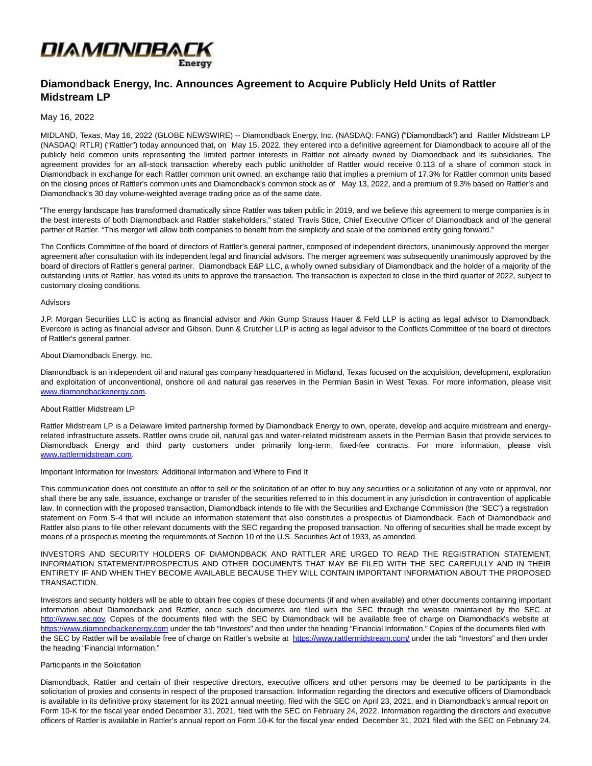# Diamondback Energy, Inc. Announces Agreement to Acquire Publicly Held Units of Rattler Midstream LP

May 16, 2022

MIDLAND, Texas, May 16, 2022 (GLOBE NEWSWIRE) -- Diamondback Energy, Inc. (NASDAQ: FANG) ("Diamondback") and Rattler Midstream LP (NASDAQ: RTLR) ("Rattler") today announced that, on May 15, 2022, they entered into a definitive agreement for Diamondback to acquire all of the publicly held common units representing the limited partner interests in Rattler not already owned by Diamondback and its subsidiaries. The agreement provides for an all-stock transaction whereby each public unitholder of Rattler would receive 0.113 of a share of common stock in Diamondback in exchange for each Rattler common unit owned, an exchange ratio that implies a premium of 17.3% for Rattler common units based on the closing prices of Rattler's common units and Diamondback's common stock as of May 13, 2022, and a premium of 9.3% based on Rattler's and Diamondback's 30 day volume-weighted average trading price as of the same date.

"The energy landscape has transformed dramatically since Rattler was taken public in 2019, and we believe this agreement to merge companies is in the best interests of both Diamondback and Rattler stakeholders," stated Travis Stice, Chief Executive Officer of Diamondback and of the general partner of Rattler. "This merger will allow both companies to benefit from the simplicity and scale of the combined entity going forward."

The Conflicts Committee of the board of directors of Rattler's general partner, composed of independent directors, unanimously approved the merger agreement after consultation with its independent legal and financial advisors. The merger agreement was subsequently unanimously approved by the board of directors of Rattler's general partner. Diamondback E&P LLC, a wholly owned subsidiary of Diamondback and the holder of a majority of the outstanding units of Rattler, has voted its units to approve the transaction. The transaction is expected to close in the third quarter of 2022, subject to customary closing conditions.

Advisors

J.P. Morgan Securities LLC is acting as financial advisor and Akin Gump Strauss Hauer & Feld LLP is acting as legal advisor to Diamondback. Evercore is acting as financial advisor and Gibson, Dunn & Crutcher LLP is acting as legal advisor to the Conflicts Committee of the board of directors of Rattler's general partner.

About Diamondback Energy, Inc.

Diamondback is an independent oil and natural gas company headquartered in Midland, Texas focused on the acquisition, development, exploration and exploitation of unconventional, onshore oil and natural gas reserves in the Permian Basin in West Texas. For more information, please visit www.diamondbackenergy.com.

About Rattler Midstream LP

Rattler Midstream LP is a Delaware limited partnership formed by Diamondback Energy to own, operate, develop and acquire midstream and energy-related infrastructure assets. Rattler owns crude oil, natural gas and water-related midstream assets in the Permian Basin that provide services to Diamondback Energy and third party customers under primarily long-term, fixed-fee contracts. For more information, please visit www.rattlermidstream.com.

Important Information for Investors; Additional Information and Where to Find It

This communication does not constitute an offer to sell or the solicitation of an offer to buy any securities or a solicitation of any vote or approval, nor shall there be any sale, issuance, exchange or transfer of the securities referred to in this document in any jurisdiction in contravention of applicable law. In connection with the proposed transaction, Diamondback intends to file with the Securities and Exchange Commission (the "SEC") a registration statement on Form S-4 that will include an information statement that also constitutes a prospectus of Diamondback. Each of Diamondback and Rattler also plans to file other relevant documents with the SEC regarding the proposed transaction. No offering of securities shall be made except by means of a prospectus meeting the requirements of Section 10 of the U.S. Securities Act of 1933, as amended.

INVESTORS AND SECURITY HOLDERS OF DIAMONDBACK AND RATTLER ARE URGED TO READ THE REGISTRATION STATEMENT, INFORMATION STATEMENT/PROSPECTUS AND OTHER DOCUMENTS THAT MAY BE FILED WITH THE SEC CAREFULLY AND IN THEIR ENTIRETY IF AND WHEN THEY BECOME AVAILABLE BECAUSE THEY WILL CONTAIN IMPORTANT INFORMATION ABOUT THE PROPOSED TRANSACTION.

Investors and security holders will be able to obtain free copies of these documents (if and when available) and other documents containing important information about Diamondback and Rattler, once such documents are filed with the SEC through the website maintained by the SEC at http://www.sec.gov. Copies of the documents filed with the SEC by Diamondback will be available free of charge on Diamondback's website at https://www.diamondbackenergy.com under the tab "Investors" and then under the heading "Financial Information." Copies of the documents filed with the SEC by Rattler will be available free of charge on Rattler's website at https://www.rattlermidstream.com/ under the tab "Investors" and then under the heading "Financial Information."

Participants in the Solicitation

Diamondback, Rattler and certain of their respective directors, executive officers and other persons may be deemed to be participants in the solicitation of proxies and consents in respect of the proposed transaction. Information regarding the directors and executive officers of Diamondback is available in its definitive proxy statement for its 2021 annual meeting, filed with the SEC on April 23, 2021, and in Diamondback's annual report on Form 10-K for the fiscal year ended December 31, 2021, filed with the SEC on February 24, 2022. Information regarding the directors and executive officers of Rattler is available in Rattler's annual report on Form 10-K for the fiscal year ended December 31, 2021 filed with the SEC on February 24,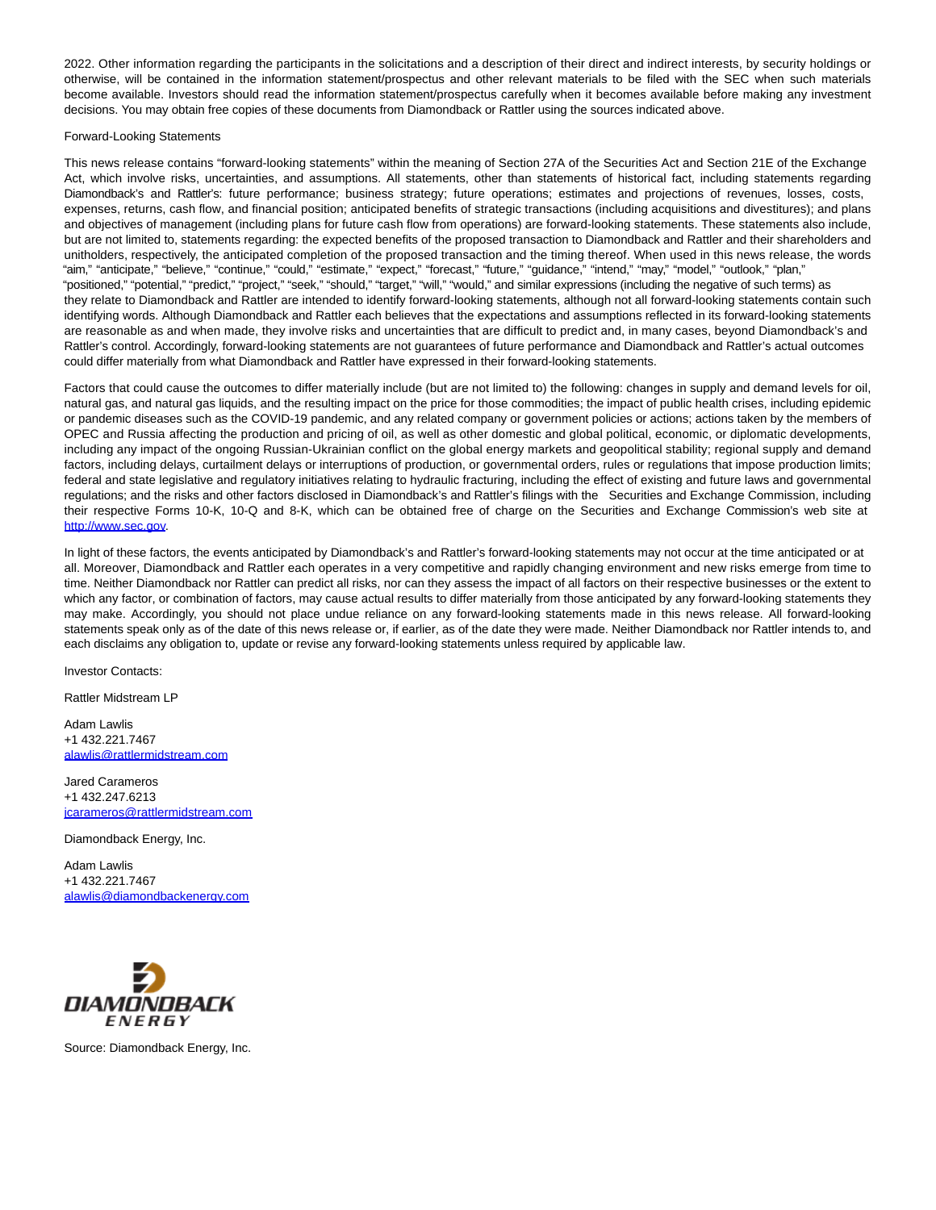2022. Other information regarding the participants in the solicitations and a description of their direct and indirect interests, by security holdings or otherwise, will be contained in the information statement/prospectus and other relevant materials to be filed with the SEC when such materials become available. Investors should read the information statement/prospectus carefully when it becomes available before making any investment decisions. You may obtain free copies of these documents from Diamondback or Rattler using the sources indicated above.

Forward-Looking Statements

This news release contains "forward-looking statements" within the meaning of Section 27A of the Securities Act and Section 21E of the Exchange Act, which involve risks, uncertainties, and assumptions. All statements, other than statements of historical fact, including statements regarding Diamondback's and Rattler's: future performance; business strategy; future operations; estimates and projections of revenues, losses, costs, expenses, returns, cash flow, and financial position; anticipated benefits of strategic transactions (including acquisitions and divestitures); and plans and objectives of management (including plans for future cash flow from operations) are forward-looking statements. These statements also include, but are not limited to, statements regarding: the expected benefits of the proposed transaction to Diamondback and Rattler and their shareholders and unitholders, respectively, the anticipated completion of the proposed transaction and the timing thereof. When used in this news release, the words "aim," "anticipate," "believe," "continue," "could," "estimate," "expect," "forecast," "future," "guidance," "intend," "may," "model," "outlook," "plan," "positioned," "potential," "predict," "project," "seek," "should," "target," "will," "would," and similar expressions (including the negative of such terms) as they relate to Diamondback and Rattler are intended to identify forward-looking statements, although not all forward-looking statements contain such identifying words. Although Diamondback and Rattler each believes that the expectations and assumptions reflected in its forward-looking statements are reasonable as and when made, they involve risks and uncertainties that are difficult to predict and, in many cases, beyond Diamondback's and Rattler's control. Accordingly, forward-looking statements are not guarantees of future performance and Diamondback and Rattler's actual outcomes could differ materially from what Diamondback and Rattler have expressed in their forward-looking statements.

Factors that could cause the outcomes to differ materially include (but are not limited to) the following: changes in supply and demand levels for oil, natural gas, and natural gas liquids, and the resulting impact on the price for those commodities; the impact of public health crises, including epidemic or pandemic diseases such as the COVID-19 pandemic, and any related company or government policies or actions; actions taken by the members of OPEC and Russia affecting the production and pricing of oil, as well as other domestic and global political, economic, or diplomatic developments, including any impact of the ongoing Russian-Ukrainian conflict on the global energy markets and geopolitical stability; regional supply and demand factors, including delays, curtailment delays or interruptions of production, or governmental orders, rules or regulations that impose production limits; federal and state legislative and regulatory initiatives relating to hydraulic fracturing, including the effect of existing and future laws and governmental regulations; and the risks and other factors disclosed in Diamondback's and Rattler's filings with the Securities and Exchange Commission, including their respective Forms 10-K, 10-Q and 8-K, which can be obtained free of charge on the Securities and Exchange Commission's web site at http://www.sec.gov.

In light of these factors, the events anticipated by Diamondback's and Rattler's forward-looking statements may not occur at the time anticipated or at all. Moreover, Diamondback and Rattler each operates in a very competitive and rapidly changing environment and new risks emerge from time to time. Neither Diamondback nor Rattler can predict all risks, nor can they assess the impact of all factors on their respective businesses or the extent to which any factor, or combination of factors, may cause actual results to differ materially from those anticipated by any forward-looking statements they may make. Accordingly, you should not place undue reliance on any forward-looking statements made in this news release. All forward-looking statements speak only as of the date of this news release or, if earlier, as of the date they were made. Neither Diamondback nor Rattler intends to, and each disclaims any obligation to, update or revise any forward-looking statements unless required by applicable law.

Investor Contacts:

Rattler Midstream LP

Adam Lawlis
+1 432.221.7467
alawlis@rattlermidstream.com

Jared Carameros
+1 432.247.6213
jcarameros@rattlermidstream.com

Diamondback Energy, Inc.

Adam Lawlis
+1 432.221.7467
alawlis@diamondbackenergy.com

DIAMONDBACK ENERGY

Source: Diamondback Energy, Inc.